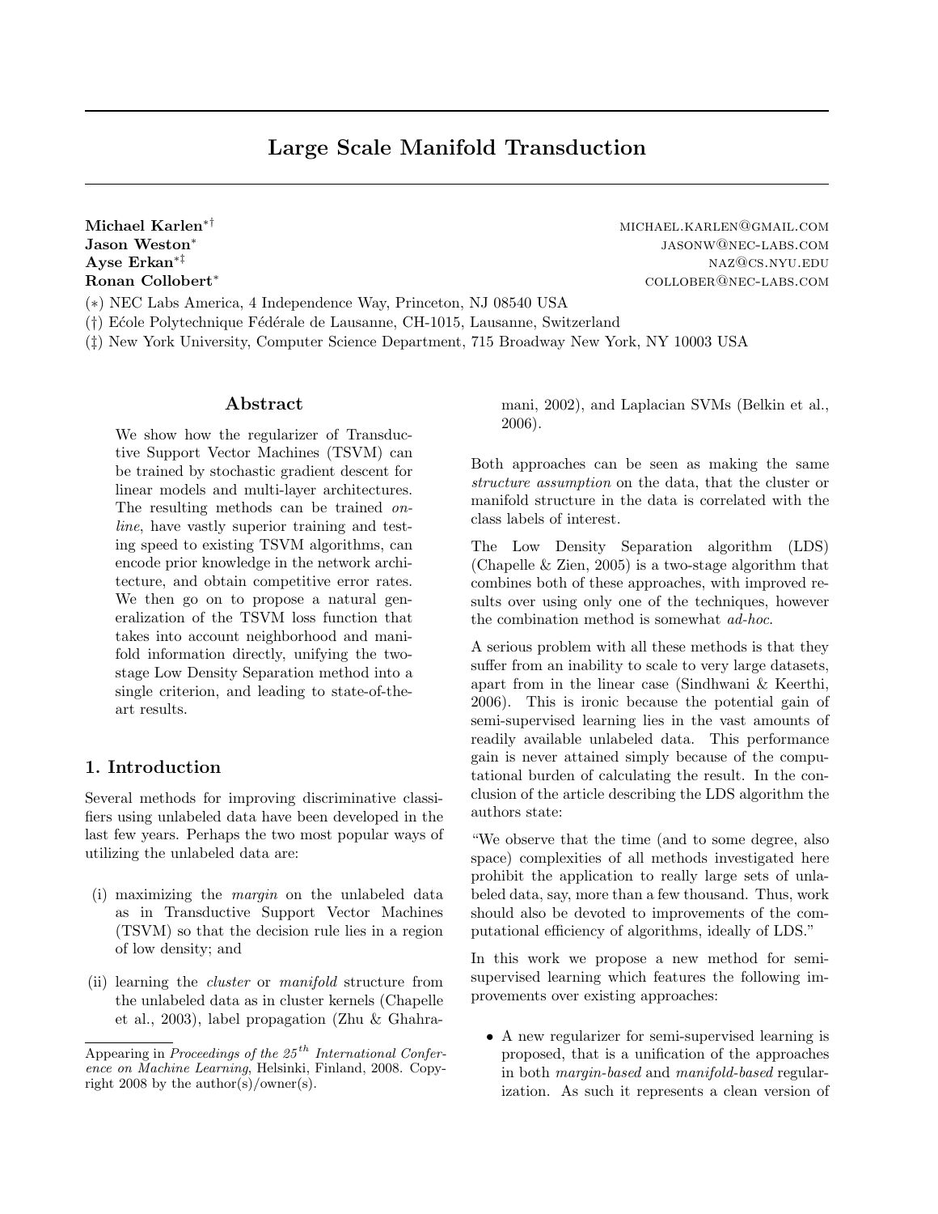# Large Scale Manifold Transduction

**Michael Karlen**[*†] MICHAEL.KARLEN@GMAIL.COM
**Jason Weston**[*] JASONW@NEC-LABS.COM
**Ayse Erkan**[*‡] NAZ@CS.NYU.EDU
**Ronan Collobert**[*] COLLOBER@NEC-LABS.COM

(*) NEC Labs America, 4 Independence Way, Princeton, NJ 08540 USA
(†) École Polytechnique Fédérale de Lausanne, CH-1015, Lausanne, Switzerland
(‡) New York University, Computer Science Department, 715 Broadway New York, NY 10003 USA

## Abstract

We show how the regularizer of Transductive Support Vector Machines (TSVM) can be trained by stochastic gradient descent for linear models and multi-layer architectures. The resulting methods can be trained *online*, have vastly superior training and testing speed to existing TSVM algorithms, can encode prior knowledge in the network architecture, and obtain competitive error rates. We then go on to propose a natural generalization of the TSVM loss function that takes into account neighborhood and manifold information directly, unifying the two-stage Low Density Separation method into a single criterion, and leading to state-of-the-art results.

## 1. Introduction

Several methods for improving discriminative classifiers using unlabeled data have been developed in the last few years. Perhaps the two most popular ways of utilizing the unlabeled data are:

(i) maximizing the *margin* on the unlabeled data as in Transductive Support Vector Machines (TSVM) so that the decision rule lies in a region of low density; and

(ii) learning the *cluster* or *manifold* structure from the unlabeled data as in cluster kernels (Chapelle et al., 2003), label propagation (Zhu & Ghahramani, 2002), and Laplacian SVMs (Belkin et al., 2006).

Both approaches can be seen as making the same *structure assumption* on the data, that the cluster or manifold structure in the data is correlated with the class labels of interest.

The Low Density Separation algorithm (LDS) (Chapelle & Zien, 2005) is a two-stage algorithm that combines both of these approaches, with improved results over using only one of the techniques, however the combination method is somewhat *ad-hoc*.

A serious problem with all these methods is that they suffer from an inability to scale to very large datasets, apart from in the linear case (Sindhwani & Keerthi, 2006). This is ironic because the potential gain of semi-supervised learning lies in the vast amounts of readily available unlabeled data. This performance gain is never attained simply because of the computational burden of calculating the result. In the conclusion of the article describing the LDS algorithm the authors state:

"We observe that the time (and to some degree, also space) complexities of all methods investigated here prohibit the application to really large sets of unlabeled data, say, more than a few thousand. Thus, work should also be devoted to improvements of the computational efficiency of algorithms, ideally of LDS."

In this work we propose a new method for semi-supervised learning which features the following improvements over existing approaches:

- A new regularizer for semi-supervised learning is proposed, that is a unification of the approaches in both *margin-based* and *manifold-based* regularization. As such it represents a clean version of

Appearing in *Proceedings of the 25th International Conference on Machine Learning*, Helsinki, Finland, 2008. Copyright 2008 by the author(s)/owner(s).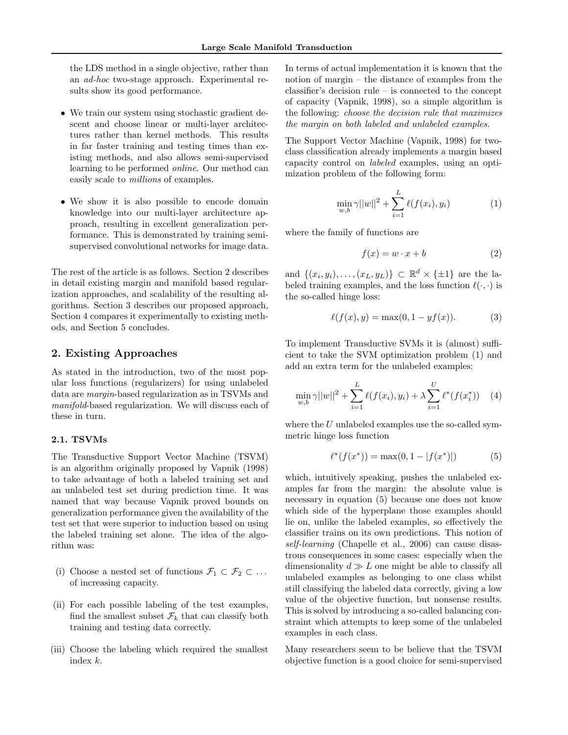the LDS method in a single objective, rather than an *ad-hoc* two-stage approach. Experimental results show its good performance.

- We train our system using stochastic gradient descent and choose linear or multi-layer architectures rather than kernel methods. This results in far faster training and testing times than existing methods, and also allows semi-supervised learning to be performed *online*. Our method can easily scale to *millions* of examples.

- We show it is also possible to encode domain knowledge into our multi-layer architecture approach, resulting in excellent generalization performance. This is demonstrated by training semi-supervised convolutional networks for image data.

The rest of the article is as follows. Section 2 describes in detail existing margin and manifold based regularization approaches, and scalability of the resulting algorithms. Section 3 describes our proposed approach, Section 4 compares it experimentally to existing methods, and Section 5 concludes.

## 2. Existing Approaches

As stated in the introduction, two of the most popular loss functions (regularizers) for using unlabeled data are *margin*-based regularization as in TSVMs and *manifold*-based regularization. We will discuss each of these in turn.

### 2.1. TSVMs

The Transductive Support Vector Machine (TSVM) is an algorithm originally proposed by Vapnik (1998) to take advantage of both a labeled training set and an unlabeled test set during prediction time. It was named that way because Vapnik proved bounds on generalization performance given the availability of the test set that were superior to induction based on using the labeled training set alone. The idea of the algorithm was:

(i) Choose a nested set of functions $\mathcal{F}_1 \subset \mathcal{F}_2 \subset \dots$ of increasing capacity.

(ii) For each possible labeling of the test examples, find the smallest subset $\mathcal{F}_k$ that can classify both training and testing data correctly.

(iii) Choose the labeling which required the smallest index $k$.

In terms of actual implementation it is known that the notion of margin – the distance of examples from the classifier's decision rule – is connected to the concept of capacity (Vapnik, 1998), so a simple algorithm is the following: *choose the decision rule that maximizes the margin on both labeled and unlabeled examples.*

The Support Vector Machine (Vapnik, 1998) for two-class classification already implements a margin based capacity control on *labeled* examples, using an optimization problem of the following form:

$$\min_{w,b} \gamma ||w||^2 + \sum_{i=1}^{L} \ell(f(x_i), y_i) \tag{1}$$

where the family of functions are

$$f(x) = w \cdot x + b \tag{2}$$

and $\{(x_i, y_i), \dots, (x_L, y_L)\} \subset \mathbb{R}^d \times \{\pm 1\}$ are the labeled training examples, and the loss function $\ell(\cdot, \cdot)$ is the so-called hinge loss:

$$\ell(f(x), y) = \max(0, 1 - yf(x)). \tag{3}$$

To implement Transductive SVMs it is (almost) sufficient to take the SVM optimization problem (1) and add an extra term for the unlabeled examples:

$$\min_{w,b} \gamma ||w||^2 + \sum_{i=1}^{L} \ell(f(x_i), y_i) + \lambda \sum_{i=1}^{U} \ell^*(f(x_i^*)) \tag{4}$$

where the $U$ unlabeled examples use the so-called symmetric hinge loss function

$$\ell^*(f(x^*)) = \max(0, 1 - |f(x^*)|) \tag{5}$$

which, intuitively speaking, pushes the unlabeled examples far from the margin: the absolute value is necessary in equation (5) because one does not know which side of the hyperplane those examples should lie on, unlike the labeled examples, so effectively the classifier trains on its own predictions. This notion of *self-learning* (Chapelle et al., 2006) can cause disastrous consequences in some cases: especially when the dimensionality $d \gg L$ one might be able to classify all unlabeled examples as belonging to one class whilst still classifying the labeled data correctly, giving a low value of the objective function, but nonsense results. This is solved by introducing a so-called balancing constraint which attempts to keep some of the unlabeled examples in each class.

Many researchers seem to be believe that the TSVM objective function is a good choice for semi-supervised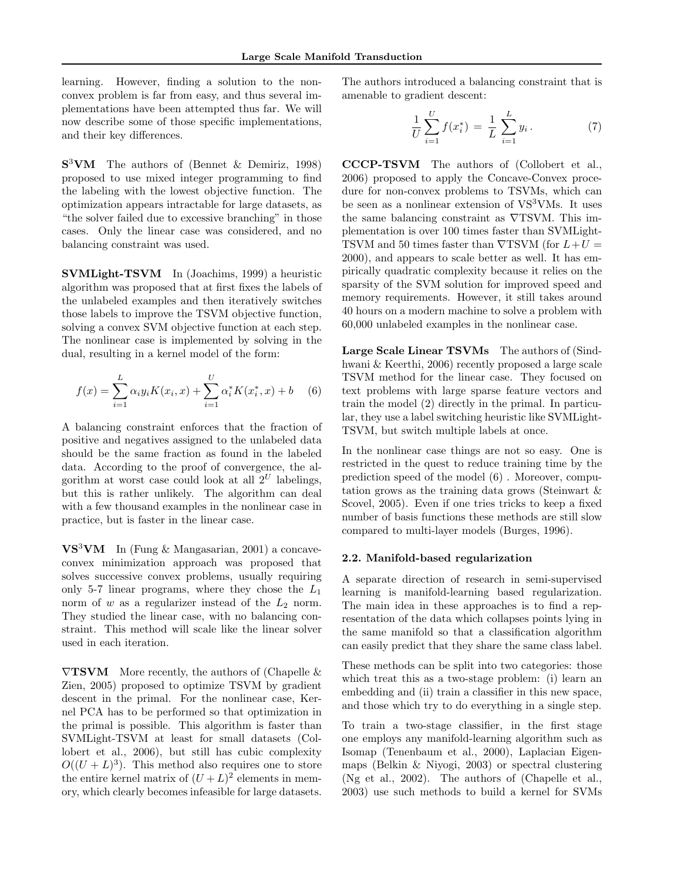learning. However, finding a solution to the non-convex problem is far from easy, and thus several implementations have been attempted thus far. We will now describe some of those specific implementations, and their key differences.

**S$^3$VM** The authors of (Bennet & Demiriz, 1998) proposed to use mixed integer programming to find the labeling with the lowest objective function. The optimization appears intractable for large datasets, as "the solver failed due to excessive branching" in those cases. Only the linear case was considered, and no balancing constraint was used.

**SVMLight-TSVM** In (Joachims, 1999) a heuristic algorithm was proposed that at first fixes the labels of the unlabeled examples and then iteratively switches those labels to improve the TSVM objective function, solving a convex SVM objective function at each step. The nonlinear case is implemented by solving in the dual, resulting in a kernel model of the form:

$$f(x) = \sum_{i=1}^{L} \alpha_i y_i K(x_i, x) + \sum_{i=1}^{U} \alpha_i^* K(x_i^*, x) + b \quad (6)$$

A balancing constraint enforces that the fraction of positive and negatives assigned to the unlabeled data should be the same fraction as found in the labeled data. According to the proof of convergence, the algorithm at worst case could look at all $2^U$ labelings, but this is rather unlikely. The algorithm can deal with a few thousand examples in the nonlinear case in practice, but is faster in the linear case.

**VS$^3$VM** In (Fung & Mangasarian, 2001) a concave-convex minimization approach was proposed that solves successive convex problems, usually requiring only 5-7 linear programs, where they chose the $L_1$ norm of $w$ as a regularizer instead of the $L_2$ norm. They studied the linear case, with no balancing constraint. This method will scale like the linear solver used in each iteration.

**$\nabla$TSVM** More recently, the authors of (Chapelle & Zien, 2005) proposed to optimize TSVM by gradient descent in the primal. For the nonlinear case, Kernel PCA has to be performed so that optimization in the primal is possible. This algorithm is faster than SVMLight-TSVM at least for small datasets (Collobert et al., 2006), but still has cubic complexity $O((U+L)^3)$. This method also requires one to store the entire kernel matrix of $(U+L)^2$ elements in memory, which clearly becomes infeasible for large datasets. The authors introduced a balancing constraint that is amenable to gradient descent:

$$\frac{1}{U} \sum_{i=1}^{U} f(x_i^*) = \frac{1}{L} \sum_{i=1}^{L} y_i \,. \quad (7)$$

**CCCP-TSVM** The authors of (Collobert et al., 2006) proposed to apply the Concave-Convex procedure for non-convex problems to TSVMs, which can be seen as a nonlinear extension of VS$^3$VMs. It uses the same balancing constraint as $\nabla$TSVM. This implementation is over 100 times faster than SVMLight-TSVM and 50 times faster than $\nabla$TSVM (for $L+U = 2000$), and appears to scale better as well. It has empirically quadratic complexity because it relies on the sparsity of the SVM solution for improved speed and memory requirements. However, it still takes around 40 hours on a modern machine to solve a problem with 60,000 unlabeled examples in the nonlinear case.

**Large Scale Linear TSVMs** The authors of (Sindhwani & Keerthi, 2006) recently proposed a large scale TSVM method for the linear case. They focused on text problems with large sparse feature vectors and train the model (2) directly in the primal. In particular, they use a label switching heuristic like SVMLight-TSVM, but switch multiple labels at once.

In the nonlinear case things are not so easy. One is restricted in the quest to reduce training time by the prediction speed of the model (6) . Moreover, computation grows as the training data grows (Steinwart & Scovel, 2005). Even if one tries tricks to keep a fixed number of basis functions these methods are still slow compared to multi-layer models (Burges, 1996).

### 2.2. Manifold-based regularization

A separate direction of research in semi-supervised learning is manifold-learning based regularization. The main idea in these approaches is to find a representation of the data which collapses points lying in the same manifold so that a classification algorithm can easily predict that they share the same class label.

These methods can be split into two categories: those which treat this as a two-stage problem: (i) learn an embedding and (ii) train a classifier in this new space, and those which try to do everything in a single step.

To train a two-stage classifier, in the first stage one employs any manifold-learning algorithm such as Isomap (Tenenbaum et al., 2000), Laplacian Eigenmaps (Belkin & Niyogi, 2003) or spectral clustering (Ng et al., 2002). The authors of (Chapelle et al., 2003) use such methods to build a kernel for SVMs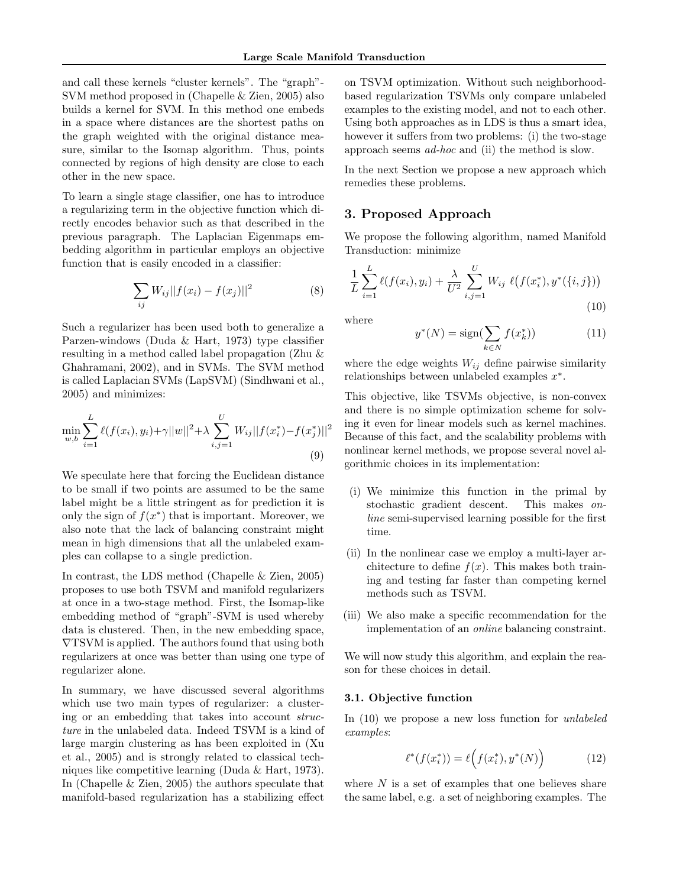and call these kernels "cluster kernels". The "graph"-SVM method proposed in (Chapelle & Zien, 2005) also builds a kernel for SVM. In this method one embeds in a space where distances are the shortest paths on the graph weighted with the original distance measure, similar to the Isomap algorithm. Thus, points connected by regions of high density are close to each other in the new space.

To learn a single stage classifier, one has to introduce a regularizing term in the objective function which directly encodes behavior such as that described in the previous paragraph. The Laplacian Eigenmaps embedding algorithm in particular employs an objective function that is easily encoded in a classifier:

$$\sum_{ij} W_{ij}||f(x_i) - f(x_j)||^2 \tag{8}$$

Such a regularizer has been used both to generalize a Parzen-windows (Duda & Hart, 1973) type classifier resulting in a method called label propagation (Zhu & Ghahramani, 2002), and in SVMs. The SVM method is called Laplacian SVMs (LapSVM) (Sindhwani et al., 2005) and minimizes:

$$\min_{w,b} \sum_{i=1}^{L} \ell(f(x_i), y_i) + \gamma ||w||^2 + \lambda \sum_{i,j=1}^{U} W_{ij}||f(x_i^*) - f(x_j^*)||^2 \tag{9}$$

We speculate here that forcing the Euclidean distance to be small if two points are assumed to be the same label might be a little stringent as for prediction it is only the sign of $f(x^*)$ that is important. Moreover, we also note that the lack of balancing constraint might mean in high dimensions that all the unlabeled examples can collapse to a single prediction.

In contrast, the LDS method (Chapelle & Zien, 2005) proposes to use both TSVM and manifold regularizers at once in a two-stage method. First, the Isomap-like embedding method of "graph"-SVM is used whereby data is clustered. Then, in the new embedding space, $\nabla$TSVM is applied. The authors found that using both regularizers at once was better than using one type of regularizer alone.

In summary, we have discussed several algorithms which use two main types of regularizer: a clustering or an embedding that takes into account *structure* in the unlabeled data. Indeed TSVM is a kind of large margin clustering as has been exploited in (Xu et al., 2005) and is strongly related to classical techniques like competitive learning (Duda & Hart, 1973). In (Chapelle & Zien, 2005) the authors speculate that manifold-based regularization has a stabilizing effect on TSVM optimization. Without such neighborhood-based regularization TSVMs only compare unlabeled examples to the existing model, and not to each other. Using both approaches as in LDS is thus a smart idea, however it suffers from two problems: (i) the two-stage approach seems *ad-hoc* and (ii) the method is slow.

In the next Section we propose a new approach which remedies these problems.

## 3. Proposed Approach

We propose the following algorithm, named Manifold Transduction: minimize

$$\frac{1}{L}\sum_{i=1}^{L} \ell(f(x_i), y_i) + \frac{\lambda}{U^2}\sum_{i,j=1}^{U} W_{ij}\ \ell\big(f(x_i^*), y^*(\{i,j\})\big) \tag{10}$$

where

$$y^*(N) = \text{sign}(\sum_{k \in N} f(x_k^*)) \tag{11}$$

where the edge weights $W_{ij}$ define pairwise similarity relationships between unlabeled examples $x^*$.

This objective, like TSVMs objective, is non-convex and there is no simple optimization scheme for solving it even for linear models such as kernel machines. Because of this fact, and the scalability problems with nonlinear kernel methods, we propose several novel algorithmic choices in its implementation:

(i) We minimize this function in the primal by stochastic gradient descent. This makes *online* semi-supervised learning possible for the first time.

(ii) In the nonlinear case we employ a multi-layer architecture to define $f(x)$. This makes both training and testing far faster than competing kernel methods such as TSVM.

(iii) We also make a specific recommendation for the implementation of an *online* balancing constraint.

We will now study this algorithm, and explain the reason for these choices in detail.

### 3.1. Objective function

In (10) we propose a new loss function for *unlabeled examples*:

$$\ell^*(f(x_i^*)) = \ell\Big(f(x_i^*), y^*(N)\Big) \tag{12}$$

where $N$ is a set of examples that one believes share the same label, e.g. a set of neighboring examples. The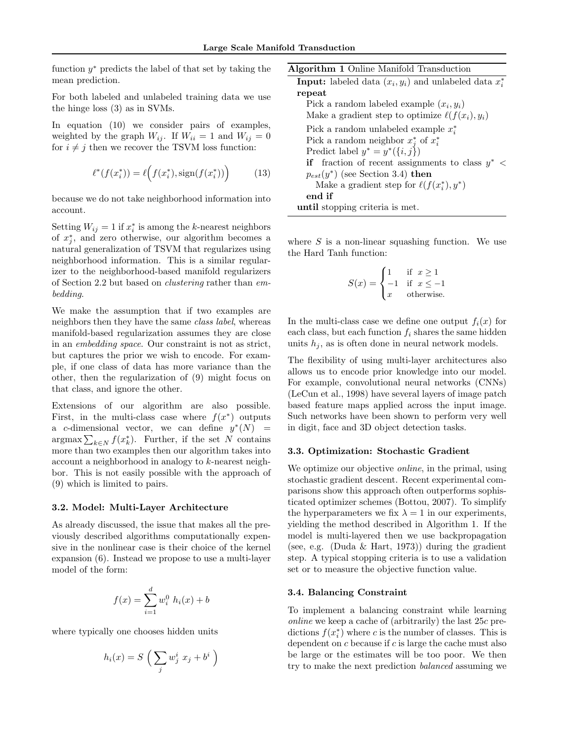function $y^*$ predicts the label of that set by taking the mean prediction.

For both labeled and unlabeled training data we use the hinge loss (3) as in SVMs.

In equation (10) we consider pairs of examples, weighted by the graph $W_{ij}$. If $W_{ii} = 1$ and $W_{ij} = 0$ for $i \neq j$ then we recover the TSVM loss function:

$$\ell^*(f(x_i^*)) = \ell\Big(f(x_i^*), \text{sign}(f(x_i^*))\Big) \tag{13}$$

because we do not take neighborhood information into account.

Setting $W_{ij} = 1$ if $x_i^*$ is among the $k$-nearest neighbors of $x_j^*$, and zero otherwise, our algorithm becomes a natural generalization of TSVM that regularizes using neighborhood information. This is a similar regularizer to the neighborhood-based manifold regularizers of Section 2.2 but based on *clustering* rather than *embedding*.

We make the assumption that if two examples are neighbors then they have the same *class label*, whereas manifold-based regularization assumes they are close in an *embedding space*. Our constraint is not as strict, but captures the prior we wish to encode. For example, if one class of data has more variance than the other, then the regularization of (9) might focus on that class, and ignore the other.

Extensions of our algorithm are also possible. First, in the multi-class case where $f(x^*)$ outputs a $c$-dimensional vector, we can define $y^*(N) = \text{argmax} \sum_{k \in N} f(x_k^*)$. Further, if the set $N$ contains more than two examples then our algorithm takes into account a neighborhood in analogy to $k$-nearest neighbor. This is not easily possible with the approach of (9) which is limited to pairs.

### 3.2. Model: Multi-Layer Architecture

As already discussed, the issue that makes all the previously described algorithms computationally expensive in the nonlinear case is their choice of the kernel expansion (6). Instead we propose to use a multi-layer model of the form:

$$f(x) = \sum_{i=1}^{d} w_i^0 \; h_i(x) + b$$

where typically one chooses hidden units

$$h_i(x) = S\,\Big(\sum_j w_j^i \; x_j + b^i\,\Big)$$

**Algorithm 1** Online Manifold Transduction

**Input:** labeled data $(x_i, y_i)$ and unlabeled data $x_i^*$
**repeat**
  Pick a random labeled example $(x_i, y_i)$
  Make a gradient step to optimize $\ell(f(x_i), y_i)$
  Pick a random unlabeled example $x_i^*$
  Pick a random neighbor $x_j^*$ of $x_i^*$
  Predict label $y^* = y^*(\{i, j\})$
  **if** fraction of recent assignments to class $y^* < p_{est}(y^*)$ (see Section 3.4) **then**
    Make a gradient step for $\ell(f(x_i^*), y^*)$
  **end if**
**until** stopping criteria is met.

where $S$ is a non-linear squashing function. We use the Hard Tanh function:

$$S(x) = \begin{cases} 1 & \text{if } \; x \geq 1 \\ -1 & \text{if } \; x \leq -1 \\ x & \text{otherwise.} \end{cases}$$

In the multi-class case we define one output $f_i(x)$ for each class, but each function $f_i$ shares the same hidden units $h_j$, as is often done in neural network models.

The flexibility of using multi-layer architectures also allows us to encode prior knowledge into our model. For example, convolutional neural networks (CNNs) (LeCun et al., 1998) have several layers of image patch based feature maps applied across the input image. Such networks have been shown to perform very well in digit, face and 3D object detection tasks.

### 3.3. Optimization: Stochastic Gradient

We optimize our objective *online*, in the primal, using stochastic gradient descent. Recent experimental comparisons show this approach often outperforms sophisticated optimizer schemes (Bottou, 2007). To simplify the hyperparameters we fix $\lambda = 1$ in our experiments, yielding the method described in Algorithm 1. If the model is multi-layered then we use backpropagation (see, e.g. (Duda & Hart, 1973)) during the gradient step. A typical stopping criteria is to use a validation set or to measure the objective function value.

### 3.4. Balancing Constraint

To implement a balancing constraint while learning *online* we keep a cache of (arbitrarily) the last $25c$ predictions $f(x_i^*)$ where $c$ is the number of classes. This is dependent on $c$ because if $c$ is large the cache must also be large or the estimates will be too poor. We then try to make the next prediction *balanced* assuming we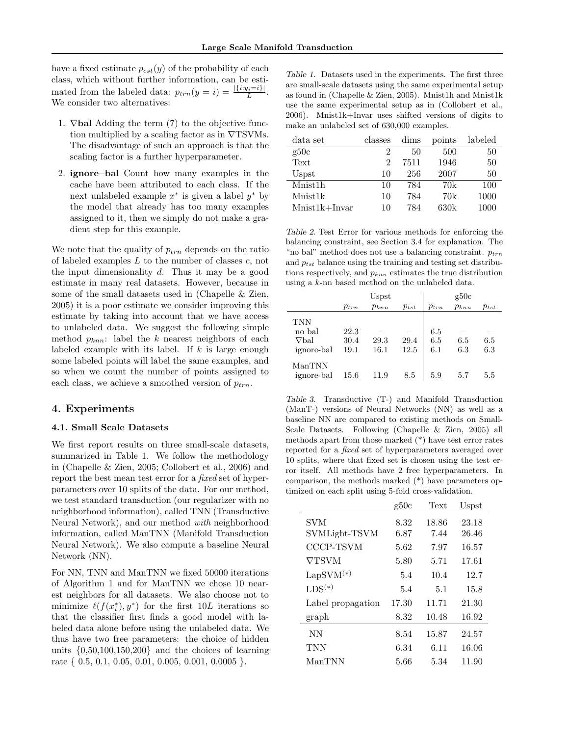have a fixed estimate $p_{est}(y)$ of the probability of each class, which without further information, can be estimated from the labeled data: $p_{trn}(y = i) = \frac{|\{i: y_i = i\}|}{L}$. We consider two alternatives:

1. **∇bal** Adding the term (7) to the objective function multiplied by a scaling factor as in ∇TSVMs. The disadvantage of such an approach is that the scaling factor is a further hyperparameter.
2. **ignore–bal** Count how many examples in the cache have been attributed to each class. If the next unlabeled example $x^*$ is given a label $y^*$ by the model that already has too many examples assigned to it, then we simply do not make a gradient step for this example.

We note that the quality of $p_{trn}$ depends on the ratio of labeled examples $L$ to the number of classes $c$, not the input dimensionality $d$. Thus it may be a good estimate in many real datasets. However, because in some of the small datasets used in (Chapelle & Zien, 2005) it is a poor estimate we consider improving this estimate by taking into account that we have access to unlabeled data. We suggest the following simple method $p_{knn}$: label the $k$ nearest neighbors of each labeled example with its label. If $k$ is large enough some labeled points will label the same examples, and so when we count the number of points assigned to each class, we achieve a smoothed version of $p_{trn}$.

## 4. Experiments

### 4.1. Small Scale Datasets

We first report results on three small-scale datasets, summarized in Table 1. We follow the methodology in (Chapelle & Zien, 2005; Collobert et al., 2006) and report the best mean test error for a *fixed* set of hyperparameters over 10 splits of the data. For our method, we test standard transduction (our regularizer with no neighborhood information), called TNN (Transductive Neural Network), and our method *with* neighborhood information, called ManTNN (Manifold Transduction Neural Network). We also compute a baseline Neural Network (NN).

For NN, TNN and ManTNN we fixed 50000 iterations of Algorithm 1 and for ManTNN we chose 10 nearest neighbors for all datasets. We also choose not to minimize $\ell(f(x_i^*), y^*)$ for the first $10L$ iterations so that the classifier first finds a good model with labeled data alone before using the unlabeled data. We thus have two free parameters: the choice of hidden units {0,50,100,150,200} and the choices of learning rate { 0.5, 0.1, 0.05, 0.01, 0.005, 0.001, 0.0005 }.

*Table 1.* Datasets used in the experiments. The first three are small-scale datasets using the same experimental setup as found in (Chapelle & Zien, 2005). Mnist1h and Mnist1k use the same experimental setup as in (Collobert et al., 2006). Mnist1k+Invar uses shifted versions of digits to make an unlabeled set of 630,000 examples.

| data set | classes | dims | points | labeled |
|---|---|---|---|---|
| g50c | 2 | 50 | 500 | 50 |
| Text | 2 | 7511 | 1946 | 50 |
| Uspst | 10 | 256 | 2007 | 50 |
| Mnist1h | 10 | 784 | 70k | 100 |
| Mnist1k | 10 | 784 | 70k | 1000 |
| Mnist1k+Invar | 10 | 784 | 630k | 1000 |

*Table 2.* Test Error for various methods for enforcing the balancing constraint, see Section 3.4 for explanation. The "no bal" method does not use a balancing constraint. $p_{trn}$ and $p_{tst}$ balance using the training and testing set distributions respectively, and $p_{knn}$ estimates the true distribution using a $k$-nn based method on the unlabeled data.

| | Uspst | | | g50c | | |
|---|---|---|---|---|---|---|
| | $p_{trn}$ | $p_{knn}$ | $p_{tst}$ | $p_{trn}$ | $p_{knn}$ | $p_{tst}$ |
| TNN | | | | | | |
| no bal | 22.3 | – | – | 6.5 | – | – |
| ∇bal | 30.4 | 29.3 | 29.4 | 6.5 | 6.5 | 6.5 |
| ignore-bal | 19.1 | 16.1 | 12.5 | 6.1 | 6.3 | 6.3 |
| ManTNN | | | | | | |
| ignore-bal | 15.6 | 11.9 | 8.5 | 5.9 | 5.7 | 5.5 |

*Table 3.* Transductive (T-) and Manifold Transduction (ManT-) versions of Neural Networks (NN) as well as a baseline NN are compared to existing methods on Small-Scale Datasets. Following (Chapelle & Zien, 2005) all methods apart from those marked (*) have test error rates reported for a *fixed* set of hyperparameters averaged over 10 splits, where that fixed set is chosen using the test error itself. All methods have 2 free hyperparameters. In comparison, the methods marked (*) have parameters optimized on each split using 5-fold cross-validation.

| | g50c | Text | Uspst |
|---|---|---|---|
| SVM | 8.32 | 18.86 | 23.18 |
| SVMLight-TSVM | 6.87 | 7.44 | 26.46 |
| CCCP-TSVM | 5.62 | 7.97 | 16.57 |
| ∇TSVM | 5.80 | 5.71 | 17.61 |
| LapSVM(*) | 5.4 | 10.4 | 12.7 |
| LDS(*) | 5.4 | 5.1 | 15.8 |
| Label propagation | 17.30 | 11.71 | 21.30 |
| graph | 8.32 | 10.48 | 16.92 |
| NN | 8.54 | 15.87 | 24.57 |
| TNN | 6.34 | 6.11 | 16.06 |
| ManTNN | 5.66 | 5.34 | 11.90 |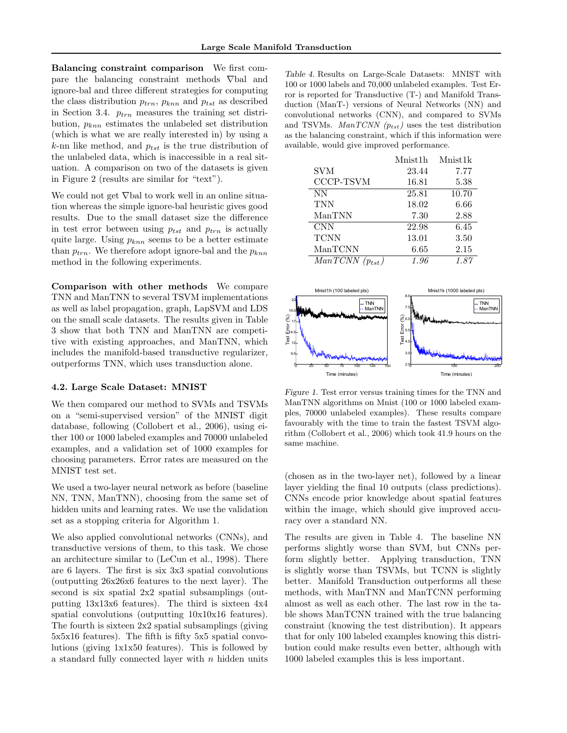**Balancing constraint comparison** We first compare the balancing constraint methods ∇bal and ignore-bal and three different strategies for computing the class distribution $p_{trn}$, $p_{knn}$ and $p_{tst}$ as described in Section 3.4. $p_{trn}$ measures the training set distribution, $p_{knn}$ estimates the unlabeled set distribution (which is what we are really interested in) by using a $k$-nn like method, and $p_{tst}$ is the true distribution of the unlabeled data, which is inaccessible in a real situation. A comparison on two of the datasets is given in Figure 2 (results are similar for "text").

We could not get ∇bal to work well in an online situation whereas the simple ignore-bal heuristic gives good results. Due to the small dataset size the difference in test error between using $p_{tst}$ and $p_{trn}$ is actually quite large. Using $p_{knn}$ seems to be a better estimate than $p_{trn}$. We therefore adopt ignore-bal and the $p_{knn}$ method in the following experiments.

**Comparison with other methods** We compare TNN and ManTNN to several TSVM implementations as well as label propagation, graph, LapSVM and LDS on the small scale datasets. The results given in Table 3 show that both TNN and ManTNN are competitive with existing approaches, and ManTNN, which includes the manifold-based transductive regularizer, outperforms TNN, which uses transduction alone.

### 4.2. Large Scale Dataset: MNIST

We then compared our method to SVMs and TSVMs on a "semi-supervised version" of the MNIST digit database, following (Collobert et al., 2006), using either 100 or 1000 labeled examples and 70000 unlabeled examples, and a validation set of 1000 examples for choosing parameters. Error rates are measured on the MNIST test set.

We used a two-layer neural network as before (baseline NN, TNN, ManTNN), choosing from the same set of hidden units and learning rates. We use the validation set as a stopping criteria for Algorithm 1.

We also applied convolutional networks (CNNs), and transductive versions of them, to this task. We chose an architecture similar to (LeCun et al., 1998). There are 6 layers. The first is six 3x3 spatial convolutions (outputting 26x26x6 features to the next layer). The second is six spatial 2x2 spatial subsamplings (outputting 13x13x6 features). The third is sixteen 4x4 spatial convolutions (outputting 10x10x16 features). The fourth is sixteen 2x2 spatial subsamplings (giving 5x5x16 features). The fifth is fifty 5x5 spatial convolutions (giving 1x1x50 features). This is followed by a standard fully connected layer with $n$ hidden units (chosen as in the two-layer net), followed by a linear layer yielding the final 10 outputs (class predictions). CNNs encode prior knowledge about spatial features within the image, which should give improved accuracy over a standard NN.

The results are given in Table 4. The baseline NN performs slightly worse than SVM, but CNNs perform slightly better. Applying transduction, TNN is slightly worse than TSVMs, but TCNN is slightly better. Manifold Transduction outperforms all these methods, with ManTNN and ManTCNN performing almost as well as each other. The last row in the table shows ManTCNN trained with the true balancing constraint (knowing the test distribution). It appears that for only 100 labeled examples knowing this distribution could make results even better, although with 1000 labeled examples this is less important.

*Table 4.* Results on Large-Scale Datasets: MNIST with 100 or 1000 labels and 70,000 unlabeled examples. Test Error is reported for Transductive (T-) and Manifold Transduction (ManT-) versions of Neural Networks (NN) and convolutional networks (CNN), and compared to SVMs and TSVMs. *ManTCNN ($p_{tst}$)* uses the test distribution as the balancing constraint, which if this information were available, would give improved performance.

| | Mnist1h | Mnist1k |
|---|---|---|
| SVM | 23.44 | 7.77 |
| CCCP-TSVM | 16.81 | 5.38 |
| NN | 25.81 | 10.70 |
| TNN | 18.02 | 6.66 |
| ManTNN | 7.30 | 2.88 |
| CNN | 22.98 | 6.45 |
| TCNN | 13.01 | 3.50 |
| ManTCNN | 6.65 | 2.15 |
| *ManTCNN ($p_{tst}$)* | *1.96* | *1.87* |

*Figure 1.* Test error versus training times for the TNN and ManTNN algorithms on Mnist (100 or 1000 labeled examples, 70000 unlabeled examples). These results compare favourably with the time to train the fastest TSVM algorithm (Collobert et al., 2006) which took 41.9 hours on the same machine.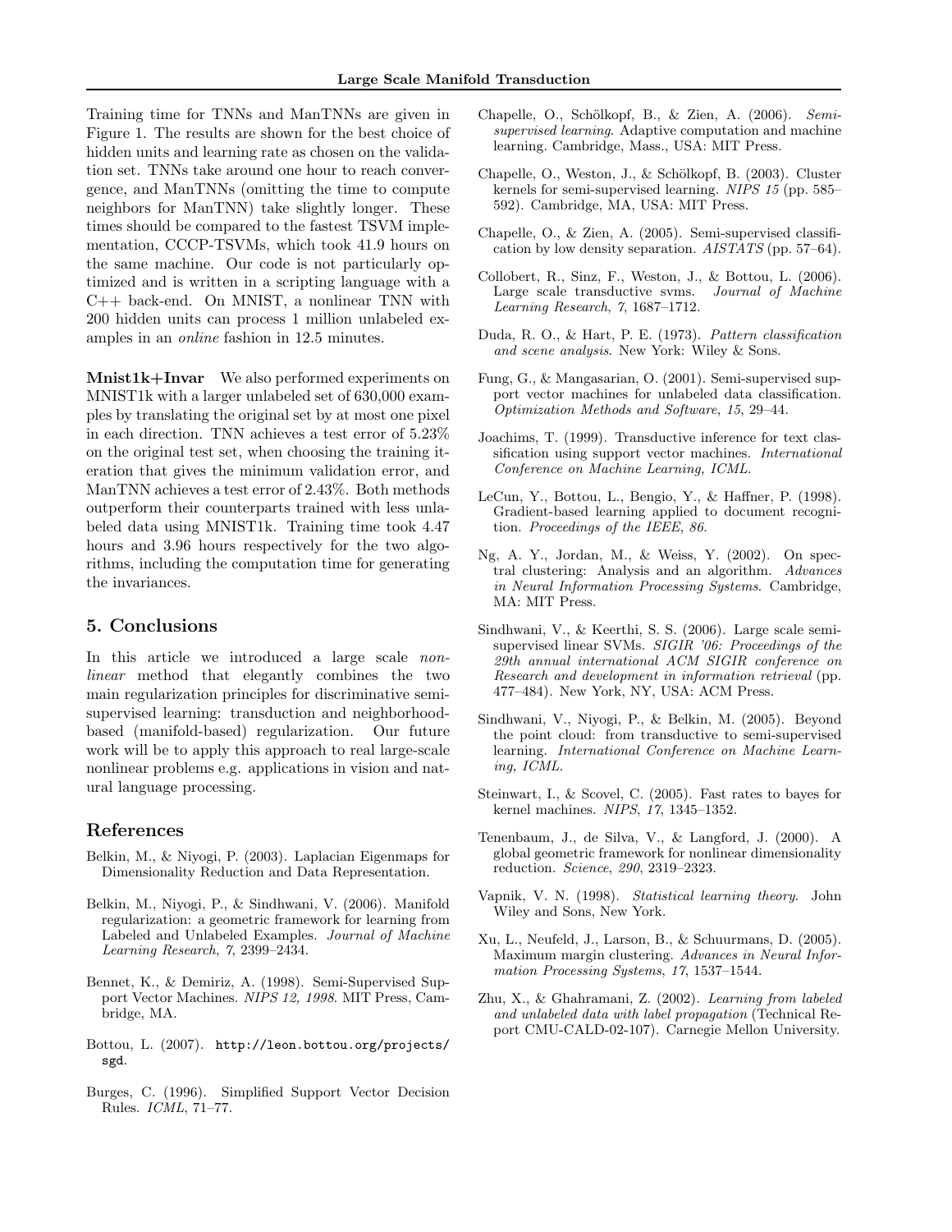Training time for TNNs and ManTNNs are given in Figure 1. The results are shown for the best choice of hidden units and learning rate as chosen on the validation set. TNNs take around one hour to reach convergence, and ManTNNs (omitting the time to compute neighbors for ManTNN) take slightly longer. These times should be compared to the fastest TSVM implementation, CCCP-TSVMs, which took 41.9 hours on the same machine. Our code is not particularly optimized and is written in a scripting language with a C++ back-end. On MNIST, a nonlinear TNN with 200 hidden units can process 1 million unlabeled examples in an *online* fashion in 12.5 minutes.

**Mnist1k+Invar** We also performed experiments on MNIST1k with a larger unlabeled set of 630,000 examples by translating the original set by at most one pixel in each direction. TNN achieves a test error of 5.23% on the original test set, when choosing the training iteration that gives the minimum validation error, and ManTNN achieves a test error of 2.43%. Both methods outperform their counterparts trained with less unlabeled data using MNIST1k. Training time took 4.47 hours and 3.96 hours respectively for the two algorithms, including the computation time for generating the invariances.

## 5. Conclusions

In this article we introduced a large scale *nonlinear* method that elegantly combines the two main regularization principles for discriminative semi-supervised learning: transduction and neighborhood-based (manifold-based) regularization. Our future work will be to apply this approach to real large-scale nonlinear problems e.g. applications in vision and natural language processing.

## References

Belkin, M., & Niyogi, P. (2003). Laplacian Eigenmaps for Dimensionality Reduction and Data Representation.

Belkin, M., Niyogi, P., & Sindhwani, V. (2006). Manifold regularization: a geometric framework for learning from Labeled and Unlabeled Examples. *Journal of Machine Learning Research*, *7*, 2399–2434.

Bennet, K., & Demiriz, A. (1998). Semi-Supervised Support Vector Machines. *NIPS 12, 1998*. MIT Press, Cambridge, MA.

Bottou, L. (2007). http://leon.bottou.org/projects/sgd.

Burges, C. (1996). Simplified Support Vector Decision Rules. *ICML*, 71–77.

Chapelle, O., Schölkopf, B., & Zien, A. (2006). *Semi-supervised learning*. Adaptive computation and machine learning. Cambridge, Mass., USA: MIT Press.

Chapelle, O., Weston, J., & Schölkopf, B. (2003). Cluster kernels for semi-supervised learning. *NIPS 15* (pp. 585–592). Cambridge, MA, USA: MIT Press.

Chapelle, O., & Zien, A. (2005). Semi-supervised classification by low density separation. *AISTATS* (pp. 57–64).

Collobert, R., Sinz, F., Weston, J., & Bottou, L. (2006). Large scale transductive svms. *Journal of Machine Learning Research*, *7*, 1687–1712.

Duda, R. O., & Hart, P. E. (1973). *Pattern classification and scene analysis*. New York: Wiley & Sons.

Fung, G., & Mangasarian, O. (2001). Semi-supervised support vector machines for unlabeled data classification. *Optimization Methods and Software*, *15*, 29–44.

Joachims, T. (1999). Transductive inference for text classification using support vector machines. *International Conference on Machine Learning, ICML*.

LeCun, Y., Bottou, L., Bengio, Y., & Haffner, P. (1998). Gradient-based learning applied to document recognition. *Proceedings of the IEEE*, *86*.

Ng, A. Y., Jordan, M., & Weiss, Y. (2002). On spectral clustering: Analysis and an algorithm. *Advances in Neural Information Processing Systems*. Cambridge, MA: MIT Press.

Sindhwani, V., & Keerthi, S. S. (2006). Large scale semi-supervised linear SVMs. *SIGIR '06: Proceedings of the 29th annual international ACM SIGIR conference on Research and development in information retrieval* (pp. 477–484). New York, NY, USA: ACM Press.

Sindhwani, V., Niyogi, P., & Belkin, M. (2005). Beyond the point cloud: from transductive to semi-supervised learning. *International Conference on Machine Learning, ICML*.

Steinwart, I., & Scovel, C. (2005). Fast rates to bayes for kernel machines. *NIPS*, *17*, 1345–1352.

Tenenbaum, J., de Silva, V., & Langford, J. (2000). A global geometric framework for nonlinear dimensionality reduction. *Science*, *290*, 2319–2323.

Vapnik, V. N. (1998). *Statistical learning theory*. John Wiley and Sons, New York.

Xu, L., Neufeld, J., Larson, B., & Schuurmans, D. (2005). Maximum margin clustering. *Advances in Neural Information Processing Systems*, *17*, 1537–1544.

Zhu, X., & Ghahramani, Z. (2002). *Learning from labeled and unlabeled data with label propagation* (Technical Report CMU-CALD-02-107). Carnegie Mellon University.